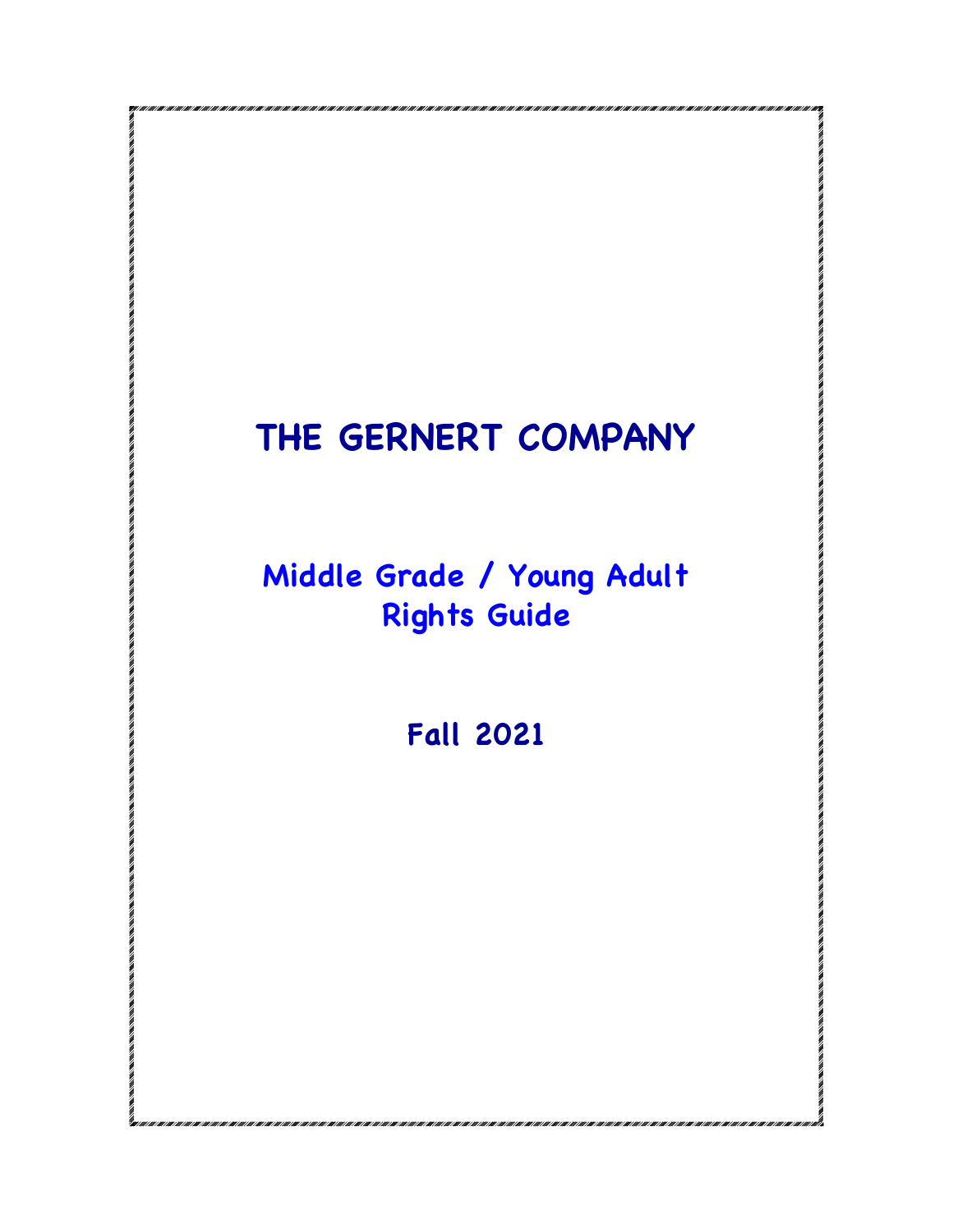# THE GERNERT COMPANY

## Middle Grade / Young Adult Rights Guide

## Fall 2021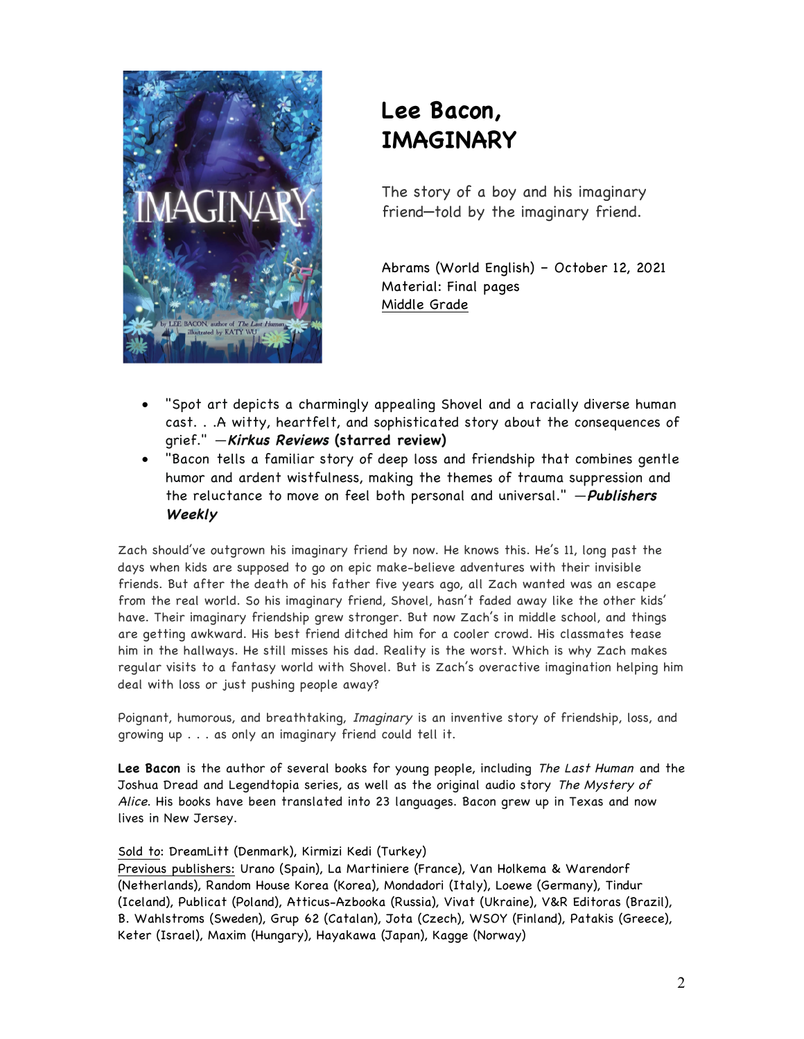# Lee Bacon, IMAGINARY

The story of a boy and his imaginary friend—told by the imaginary friend.

Abrams (World English) – October 12, 2021
Material: Final pages
Middle Grade

- "Spot art depicts a charmingly appealing Shovel and a racially diverse human cast. . .A witty, heartfelt, and sophisticated story about the consequences of grief." —***Kirkus Reviews* (starred review)**
- "Bacon tells a familiar story of deep loss and friendship that combines gentle humor and ardent wistfulness, making the themes of trauma suppression and the reluctance to move on feel both personal and universal." —***Publishers Weekly***

Zach should've outgrown his imaginary friend by now. He knows this. He's 11, long past the days when kids are supposed to go on epic make-believe adventures with their invisible friends. But after the death of his father five years ago, all Zach wanted was an escape from the real world. So his imaginary friend, Shovel, hasn't faded away like the other kids' have. Their imaginary friendship grew stronger. But now Zach's in middle school, and things are getting awkward. His best friend ditched him for a cooler crowd. His classmates tease him in the hallways. He still misses his dad. Reality is the worst. Which is why Zach makes regular visits to a fantasy world with Shovel. But is Zach's overactive imagination helping him deal with loss or just pushing people away?

Poignant, humorous, and breathtaking, *Imaginary* is an inventive story of friendship, loss, and growing up . . . as only an imaginary friend could tell it.

**Lee Bacon** is the author of several books for young people, including *The Last Human* and the Joshua Dread and Legendtopia series, as well as the original audio story *The Mystery of Alice*. His books have been translated into 23 languages. Bacon grew up in Texas and now lives in New Jersey.

Sold to: DreamLitt (Denmark), Kirmizi Kedi (Turkey)
Previous publishers: Urano (Spain), La Martiniere (France), Van Holkema & Warendorf (Netherlands), Random House Korea (Korea), Mondadori (Italy), Loewe (Germany), Tindur (Iceland), Publicat (Poland), Atticus-Azbooka (Russia), Vivat (Ukraine), V&R Editoras (Brazil), B. Wahlstroms (Sweden), Grup 62 (Catalan), Jota (Czech), WSOY (Finland), Patakis (Greece), Keter (Israel), Maxim (Hungary), Hayakawa (Japan), Kagge (Norway)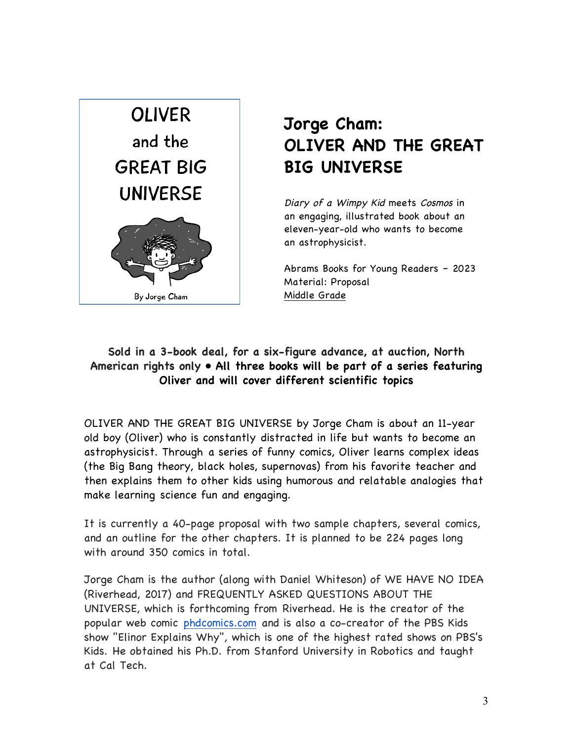OLIVER

and the

GREAT BIG

UNIVERSE

By Jorge Cham

# Jorge Cham: OLIVER AND THE GREAT BIG UNIVERSE

*Diary of a Wimpy Kid* meets *Cosmos* in an engaging, illustrated book about an eleven-year-old who wants to become an astrophysicist.

Abrams Books for Young Readers – 2023
Material: Proposal
Middle Grade

**Sold in a 3-book deal, for a six-figure advance, at auction, North American rights only • All three books will be part of a series featuring Oliver and will cover different scientific topics**

OLIVER AND THE GREAT BIG UNIVERSE by Jorge Cham is about an 11-year old boy (Oliver) who is constantly distracted in life but wants to become an astrophysicist. Through a series of funny comics, Oliver learns complex ideas (the Big Bang theory, black holes, supernovas) from his favorite teacher and then explains them to other kids using humorous and relatable analogies that make learning science fun and engaging.

It is currently a 40-page proposal with two sample chapters, several comics, and an outline for the other chapters. It is planned to be 224 pages long with around 350 comics in total.

Jorge Cham is the author (along with Daniel Whiteson) of WE HAVE NO IDEA (Riverhead, 2017) and FREQUENTLY ASKED QUESTIONS ABOUT THE UNIVERSE, which is forthcoming from Riverhead. He is the creator of the popular web comic phdcomics.com and is also a co-creator of the PBS Kids show "Elinor Explains Why", which is one of the highest rated shows on PBS's Kids. He obtained his Ph.D. from Stanford University in Robotics and taught at Cal Tech.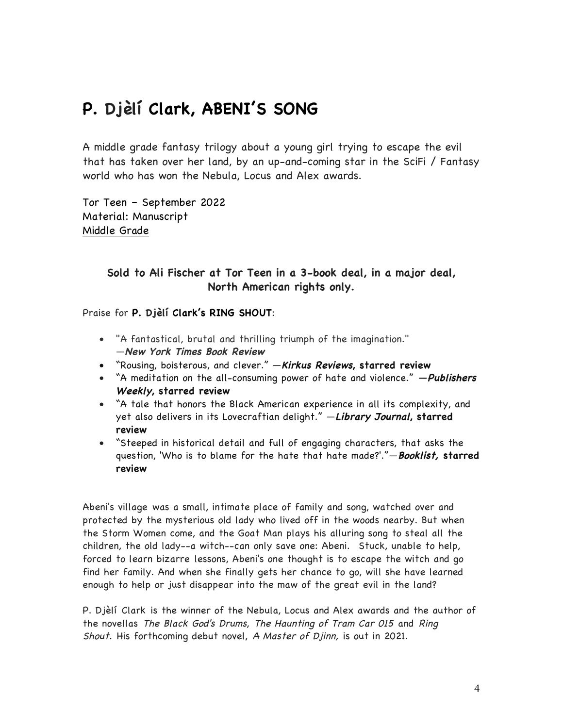# P. Djèlí Clark, ABENI'S SONG

A middle grade fantasy trilogy about a young girl trying to escape the evil that has taken over her land, by an up-and-coming star in the SciFi / Fantasy world who has won the Nebula, Locus and Alex awards.

Tor Teen – September 2022
Material: Manuscript
Middle Grade

**Sold to Ali Fischer at Tor Teen in a 3-book deal, in a major deal, North American rights only.**

Praise for **P. Djèlí Clark's RING SHOUT**:

- "A fantastical, brutal and thrilling triumph of the imagination." —***New York Times Book Review***
- "Rousing, boisterous, and clever." —***Kirkus Reviews*, starred review**
- "A meditation on the all-consuming power of hate and violence." **—*Publishers Weekly*, starred review**
- "A tale that honors the Black American experience in all its complexity, and yet also delivers in its Lovecraftian delight." —***Library Journal*, starred review**
- "Steeped in historical detail and full of engaging characters, that asks the question, 'Who is to blame for the hate that hate made?'."—***Booklist*, starred review**

Abeni's village was a small, intimate place of family and song, watched over and protected by the mysterious old lady who lived off in the woods nearby. But when the Storm Women come, and the Goat Man plays his alluring song to steal all the children, the old lady--a witch--can only save one: Abeni. Stuck, unable to help, forced to learn bizarre lessons, Abeni's one thought is to escape the witch and go find her family. And when she finally gets her chance to go, will she have learned enough to help or just disappear into the maw of the great evil in the land?

P. Djèlí Clark is the winner of the Nebula, Locus and Alex awards and the author of the novellas *The Black God's Drums*, *The Haunting of Tram Car 015* and *Ring Shout.* His forthcoming debut novel, *A Master of Djinn,* is out in 2021.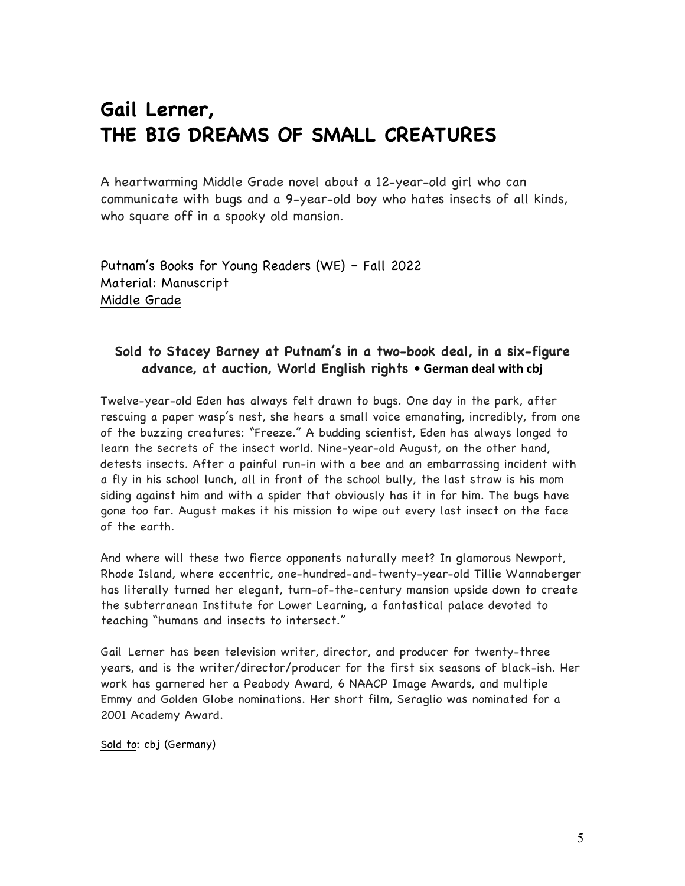# Gail Lerner, THE BIG DREAMS OF SMALL CREATURES

A heartwarming Middle Grade novel about a 12-year-old girl who can communicate with bugs and a 9-year-old boy who hates insects of all kinds, who square off in a spooky old mansion.

Putnam's Books for Young Readers (WE) – Fall 2022
Material: Manuscript
Middle Grade

### Sold to Stacey Barney at Putnam's in a two-book deal, in a six-figure advance, at auction, World English rights • German deal with cbj

Twelve-year-old Eden has always felt drawn to bugs. One day in the park, after rescuing a paper wasp's nest, she hears a small voice emanating, incredibly, from one of the buzzing creatures: "Freeze." A budding scientist, Eden has always longed to learn the secrets of the insect world. Nine-year-old August, on the other hand, detests insects. After a painful run-in with a bee and an embarrassing incident with a fly in his school lunch, all in front of the school bully, the last straw is his mom siding against him and with a spider that obviously has it in for him. The bugs have gone too far. August makes it his mission to wipe out every last insect on the face of the earth.

And where will these two fierce opponents naturally meet? In glamorous Newport, Rhode Island, where eccentric, one-hundred-and-twenty-year-old Tillie Wannaberger has literally turned her elegant, turn-of-the-century mansion upside down to create the subterranean Institute for Lower Learning, a fantastical palace devoted to teaching "humans and insects to intersect."

Gail Lerner has been television writer, director, and producer for twenty-three years, and is the writer/director/producer for the first six seasons of black-ish. Her work has garnered her a Peabody Award, 6 NAACP Image Awards, and multiple Emmy and Golden Globe nominations. Her short film, Seraglio was nominated for a 2001 Academy Award.

Sold to: cbj (Germany)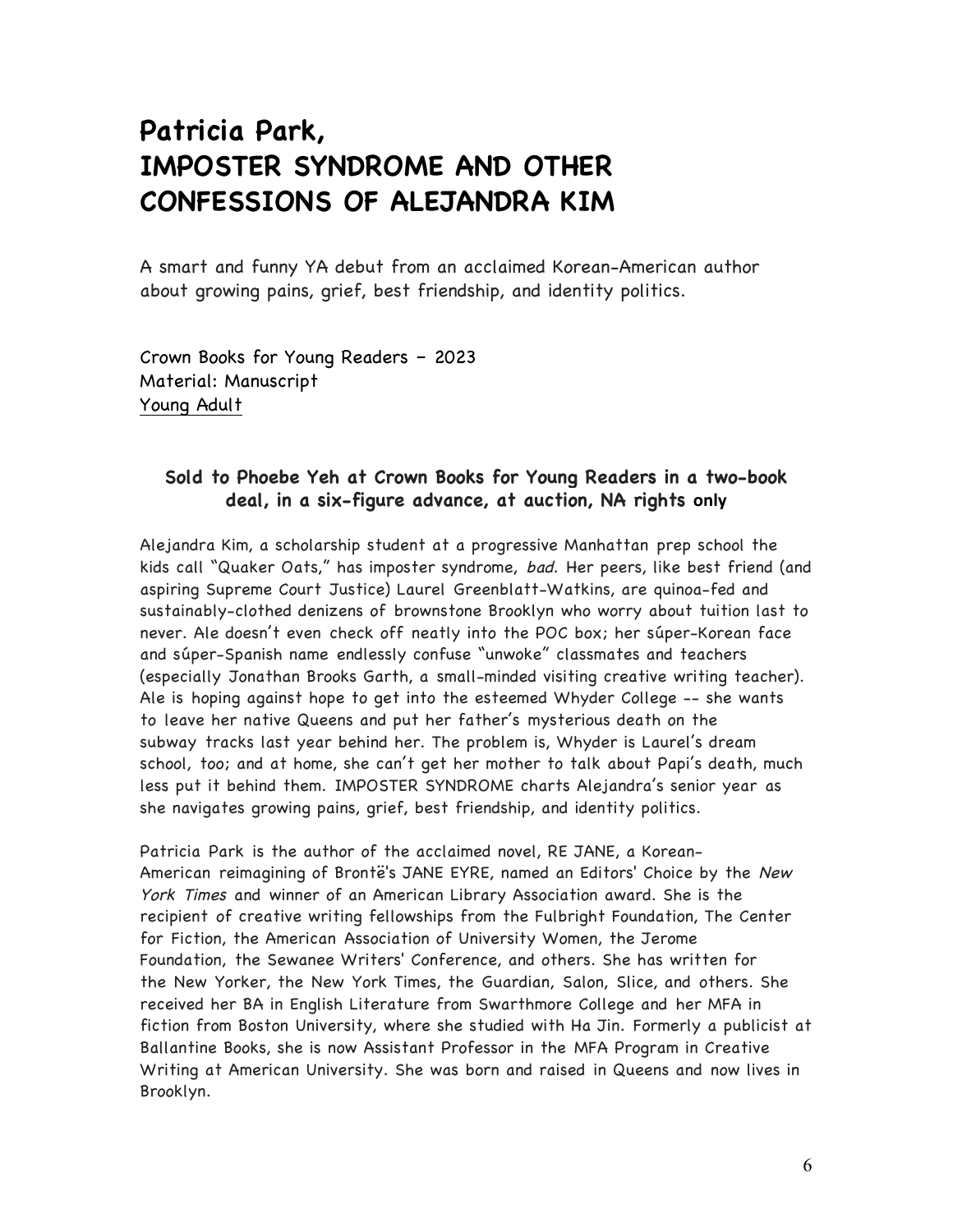# Patricia Park, IMPOSTER SYNDROME AND OTHER CONFESSIONS OF ALEJANDRA KIM

A smart and funny YA debut from an acclaimed Korean-American author about growing pains, grief, best friendship, and identity politics.

Crown Books for Young Readers – 2023
Material: Manuscript
Young Adult

### Sold to Phoebe Yeh at Crown Books for Young Readers in a two-book deal, in a six-figure advance, at auction, NA rights only

Alejandra Kim, a scholarship student at a progressive Manhattan prep school the kids call "Quaker Oats," has imposter syndrome, *bad*. Her peers, like best friend (and aspiring Supreme Court Justice) Laurel Greenblatt-Watkins, are quinoa-fed and sustainably-clothed denizens of brownstone Brooklyn who worry about tuition last to never. Ale doesn't even check off neatly into the POC box; her súper-Korean face and súper-Spanish name endlessly confuse "unwoke" classmates and teachers (especially Jonathan Brooks Garth, a small-minded visiting creative writing teacher). Ale is hoping against hope to get into the esteemed Whyder College -- she wants to leave her native Queens and put her father's mysterious death on the subway tracks last year behind her. The problem is, Whyder is Laurel's dream school, too; and at home, she can't get her mother to talk about Papi's death, much less put it behind them. IMPOSTER SYNDROME charts Alejandra's senior year as she navigates growing pains, grief, best friendship, and identity politics.

Patricia Park is the author of the acclaimed novel, RE JANE, a Korean-American reimagining of Brontë's JANE EYRE, named an Editors' Choice by the *New York Times* and winner of an American Library Association award. She is the recipient of creative writing fellowships from the Fulbright Foundation, The Center for Fiction, the American Association of University Women, the Jerome Foundation, the Sewanee Writers' Conference, and others. She has written for the New Yorker, the New York Times, the Guardian, Salon, Slice, and others. She received her BA in English Literature from Swarthmore College and her MFA in fiction from Boston University, where she studied with Ha Jin. Formerly a publicist at Ballantine Books, she is now Assistant Professor in the MFA Program in Creative Writing at American University. She was born and raised in Queens and now lives in Brooklyn.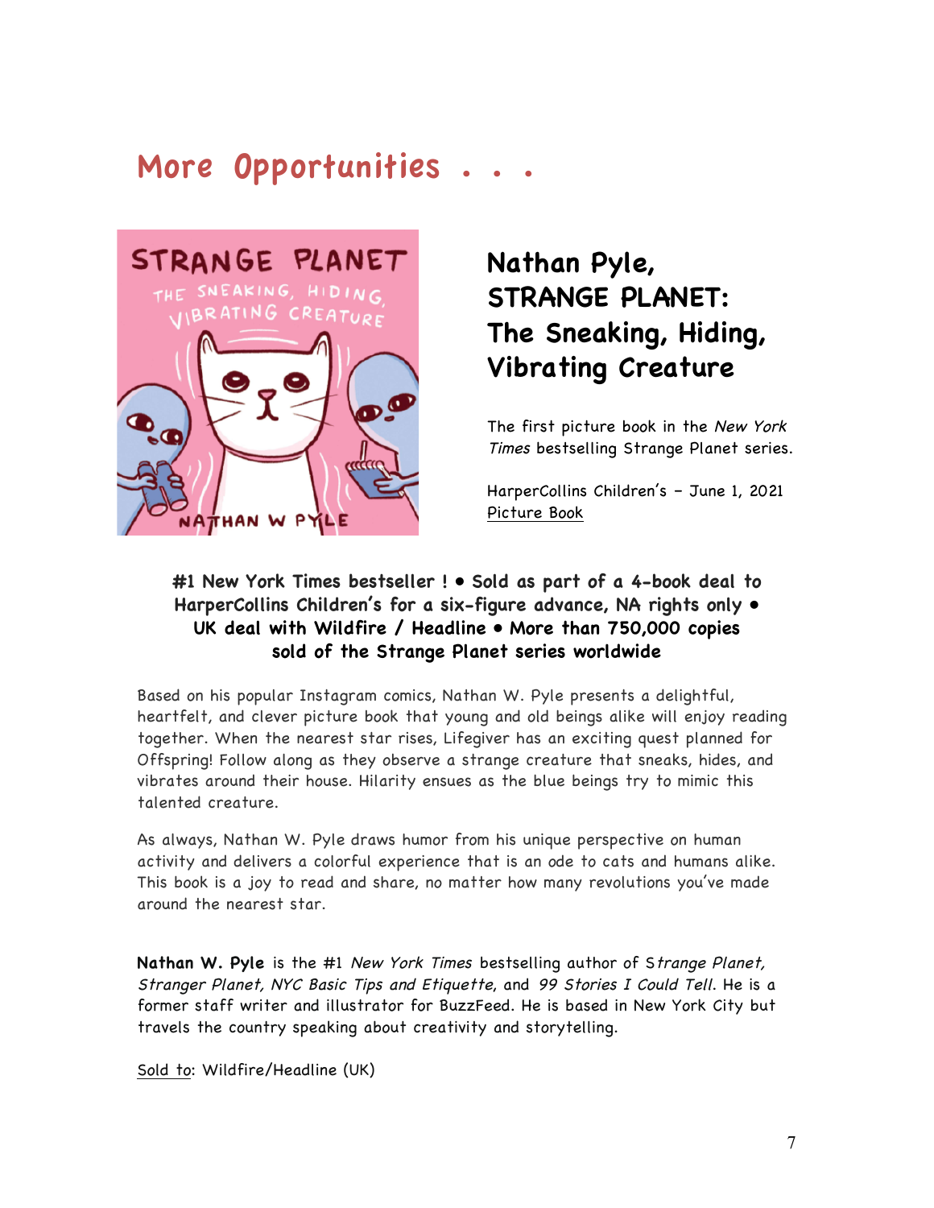# More Opportunities . . .

## Nathan Pyle, STRANGE PLANET: The Sneaking, Hiding, Vibrating Creature

The first picture book in the *New York Times* bestselling Strange Planet series.

HarperCollins Children's – June 1, 2021
Picture Book

**#1 New York Times bestseller ! • Sold as part of a 4-book deal to HarperCollins Children's for a six-figure advance, NA rights only • UK deal with Wildfire / Headline • More than 750,000 copies sold of the Strange Planet series worldwide**

Based on his popular Instagram comics, Nathan W. Pyle presents a delightful, heartfelt, and clever picture book that young and old beings alike will enjoy reading together. When the nearest star rises, Lifegiver has an exciting quest planned for Offspring! Follow along as they observe a strange creature that sneaks, hides, and vibrates around their house. Hilarity ensues as the blue beings try to mimic this talented creature.

As always, Nathan W. Pyle draws humor from his unique perspective on human activity and delivers a colorful experience that is an ode to cats and humans alike. This book is a joy to read and share, no matter how many revolutions you've made around the nearest star.

**Nathan W. Pyle** is the #1 *New York Times* bestselling author of S*trange Planet, Stranger Planet, NYC Basic Tips and Etiquette*, and *99 Stories I Could Tell*. He is a former staff writer and illustrator for BuzzFeed. He is based in New York City but travels the country speaking about creativity and storytelling.

Sold to: Wildfire/Headline (UK)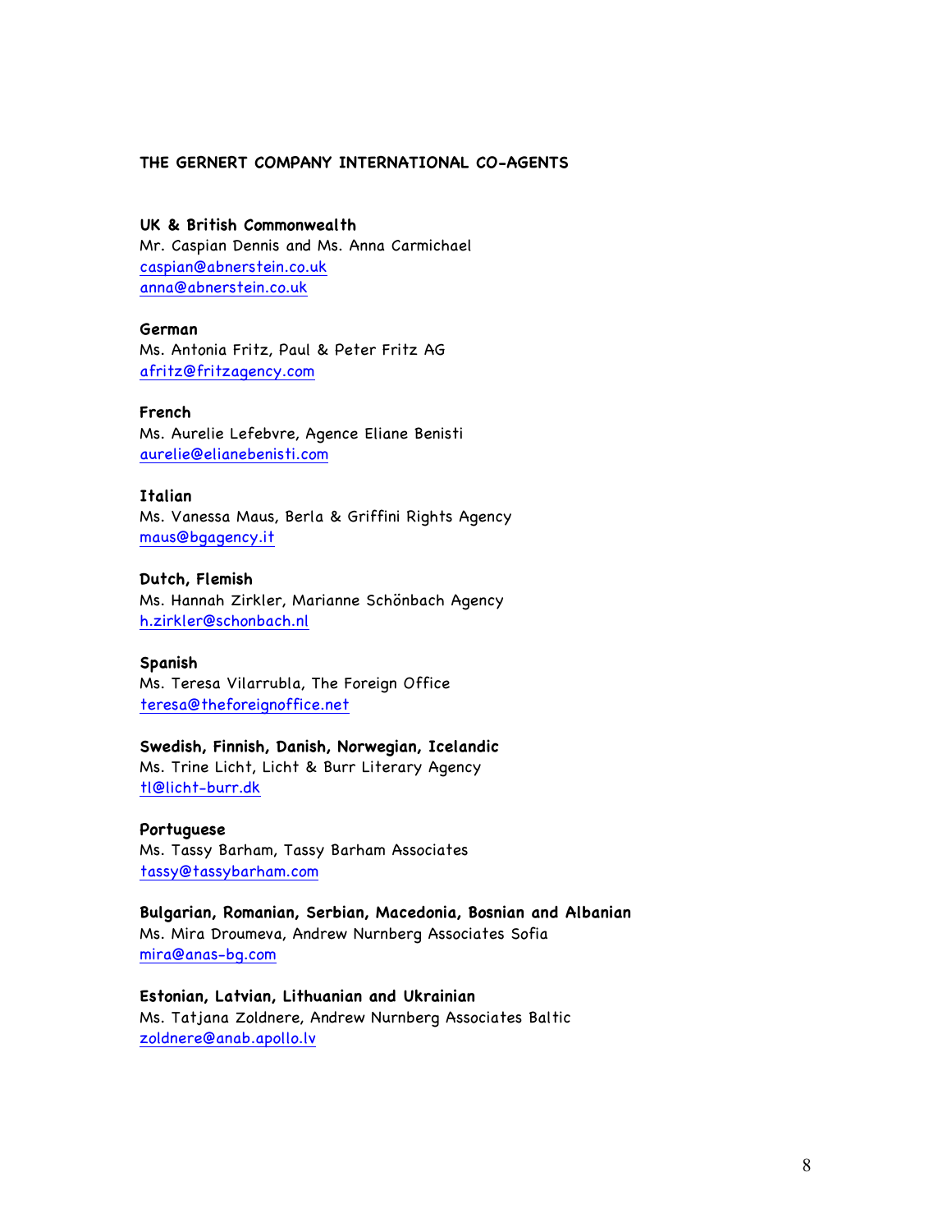## THE GERNERT COMPANY INTERNATIONAL CO-AGENTS

**UK & British Commonwealth**
Mr. Caspian Dennis and Ms. Anna Carmichael
caspian@abnerstein.co.uk
anna@abnerstein.co.uk

**German**
Ms. Antonia Fritz, Paul & Peter Fritz AG
afritz@fritzagency.com

**French**
Ms. Aurelie Lefebvre, Agence Eliane Benisti
aurelie@elianebenisti.com

**Italian**
Ms. Vanessa Maus, Berla & Griffini Rights Agency
maus@bgagency.it

**Dutch, Flemish**
Ms. Hannah Zirkler, Marianne Schönbach Agency
h.zirkler@schonbach.nl

**Spanish**
Ms. Teresa Vilarrubla, The Foreign Office
teresa@theforeignoffice.net

**Swedish, Finnish, Danish, Norwegian, Icelandic**
Ms. Trine Licht, Licht & Burr Literary Agency
tl@licht-burr.dk

**Portuguese**
Ms. Tassy Barham, Tassy Barham Associates
tassy@tassybarham.com

**Bulgarian, Romanian, Serbian, Macedonia, Bosnian and Albanian**
Ms. Mira Droumeva, Andrew Nurnberg Associates Sofia
mira@anas-bg.com

**Estonian, Latvian, Lithuanian and Ukrainian**
Ms. Tatjana Zoldnere, Andrew Nurnberg Associates Baltic
zoldnere@anab.apollo.lv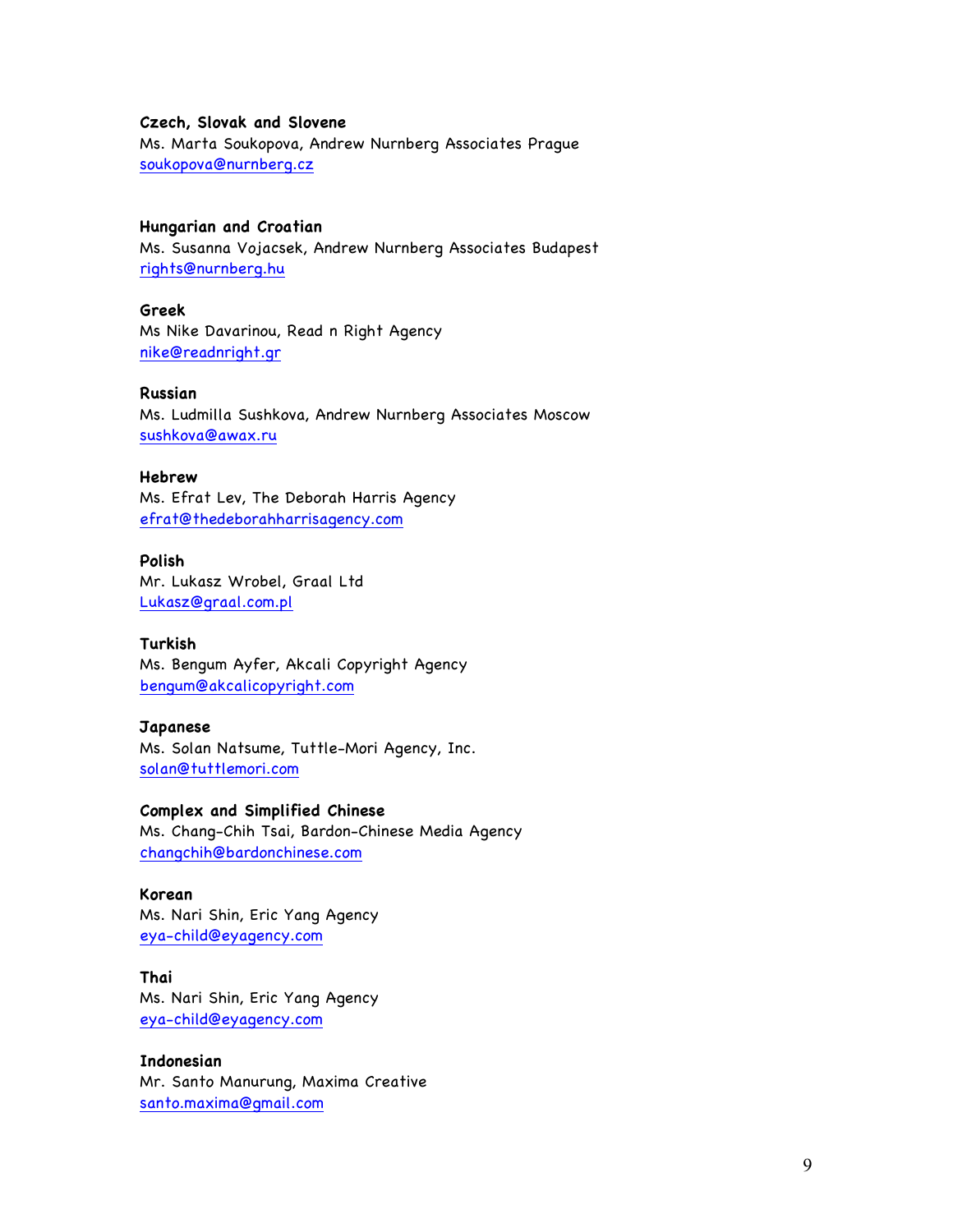**Czech, Slovak and Slovene**
Ms. Marta Soukopova, Andrew Nurnberg Associates Prague
soukopova@nurnberg.cz

**Hungarian and Croatian**
Ms. Susanna Vojacsek, Andrew Nurnberg Associates Budapest
rights@nurnberg.hu

**Greek**
Ms Nike Davarinou, Read n Right Agency
nike@readnright.gr

**Russian**
Ms. Ludmilla Sushkova, Andrew Nurnberg Associates Moscow
sushkova@awax.ru

**Hebrew**
Ms. Efrat Lev, The Deborah Harris Agency
efrat@thedeborahharrisagency.com

**Polish**
Mr. Lukasz Wrobel, Graal Ltd
Lukasz@graal.com.pl

**Turkish**
Ms. Bengum Ayfer, Akcali Copyright Agency
bengum@akcalicopyright.com

**Japanese**
Ms. Solan Natsume, Tuttle-Mori Agency, Inc.
solan@tuttlemori.com

**Complex and Simplified Chinese**
Ms. Chang-Chih Tsai, Bardon-Chinese Media Agency
changchih@bardonchinese.com

**Korean**
Ms. Nari Shin, Eric Yang Agency
eya-child@eyagency.com

**Thai**
Ms. Nari Shin, Eric Yang Agency
eya-child@eyagency.com

**Indonesian**
Mr. Santo Manurung, Maxima Creative
santo.maxima@gmail.com